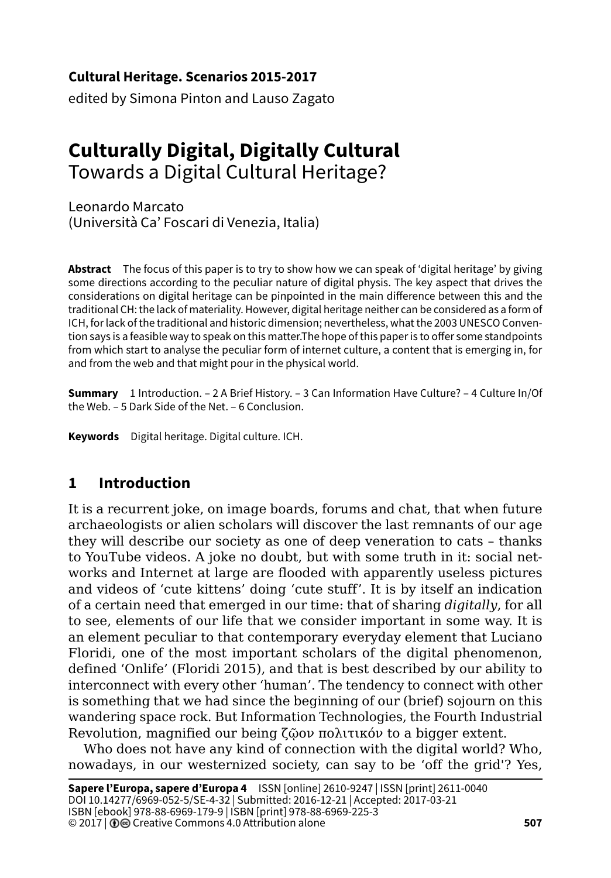**Cultural Heritage. Scenarios 2015-2017**
edited by Simona Pinton and Lauso Zagato

# Culturally Digital, Digitally Cultural
## Towards a Digital Cultural Heritage?

Leonardo Marcato
(Università Ca' Foscari di Venezia, Italia)

**Abstract** The focus of this paper is to try to show how we can speak of 'digital heritage' by giving some directions according to the peculiar nature of digital physis. The key aspect that drives the considerations on digital heritage can be pinpointed in the main difference between this and the traditional CH: the lack of materiality. However, digital heritage neither can be considered as a form of ICH, for lack of the traditional and historic dimension; nevertheless, what the 2003 UNESCO Convention says is a feasible way to speak on this matter.The hope of this paper is to offer some standpoints from which start to analyse the peculiar form of internet culture, a content that is emerging in, for and from the web and that might pour in the physical world.

**Summary** 1 Introduction. – 2 A Brief History. – 3 Can Information Have Culture? – 4 Culture In/Of the Web. – 5 Dark Side of the Net. – 6 Conclusion.

**Keywords** Digital heritage. Digital culture. ICH.

## 1 Introduction

It is a recurrent joke, on image boards, forums and chat, that when future archaeologists or alien scholars will discover the last remnants of our age they will describe our society as one of deep veneration to cats – thanks to YouTube videos. A joke no doubt, but with some truth in it: social networks and Internet at large are flooded with apparently useless pictures and videos of 'cute kittens' doing 'cute stuff'. It is by itself an indication of a certain need that emerged in our time: that of sharing *digitally*, for all to see, elements of our life that we consider important in some way. It is an element peculiar to that contemporary everyday element that Luciano Floridi, one of the most important scholars of the digital phenomenon, defined 'Onlife' (Floridi 2015), and that is best described by our ability to interconnect with every other 'human'. The tendency to connect with other is something that we had since the beginning of our (brief) sojourn on this wandering space rock. But Information Technologies, the Fourth Industrial Revolution, magnified our being ζῷον πολιτικόν to a bigger extent.

Who does not have any kind of connection with the digital world? Who, nowadays, in our westernized society, can say to be 'off the grid'? Yes,

**Sapere l'Europa, sapere d'Europa 4** ISSN [online] 2610-9247 | ISSN [print] 2611-0040
DOI 10.14277/6969-052-5/SE-4-32 | Submitted: 2016-12-21 | Accepted: 2017-03-21
ISBN [ebook] 978-88-6969-179-9 | ISBN [print] 978-88-6969-225-3
© 2017 | Creative Commons 4.0 Attribution alone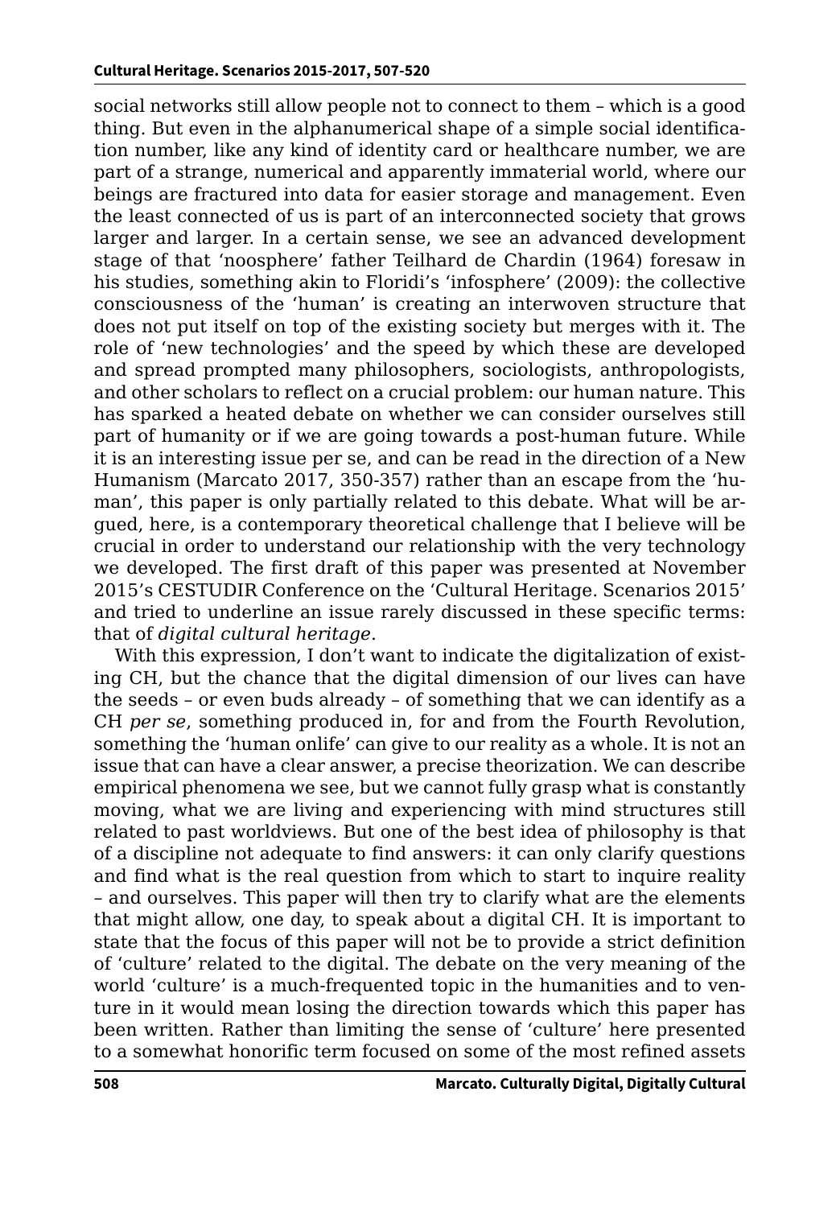social networks still allow people not to connect to them – which is a good thing. But even in the alphanumerical shape of a simple social identification number, like any kind of identity card or healthcare number, we are part of a strange, numerical and apparently immaterial world, where our beings are fractured into data for easier storage and management. Even the least connected of us is part of an interconnected society that grows larger and larger. In a certain sense, we see an advanced development stage of that 'noosphere' father Teilhard de Chardin (1964) foresaw in his studies, something akin to Floridi's 'infosphere' (2009): the collective consciousness of the 'human' is creating an interwoven structure that does not put itself on top of the existing society but merges with it. The role of 'new technologies' and the speed by which these are developed and spread prompted many philosophers, sociologists, anthropologists, and other scholars to reflect on a crucial problem: our human nature. This has sparked a heated debate on whether we can consider ourselves still part of humanity or if we are going towards a post-human future. While it is an interesting issue per se, and can be read in the direction of a New Humanism (Marcato 2017, 350-357) rather than an escape from the 'human', this paper is only partially related to this debate. What will be argued, here, is a contemporary theoretical challenge that I believe will be crucial in order to understand our relationship with the very technology we developed. The first draft of this paper was presented at November 2015's CESTUDIR Conference on the 'Cultural Heritage. Scenarios 2015' and tried to underline an issue rarely discussed in these specific terms: that of *digital cultural heritage*.

With this expression, I don't want to indicate the digitalization of existing CH, but the chance that the digital dimension of our lives can have the seeds – or even buds already – of something that we can identify as a CH *per se*, something produced in, for and from the Fourth Revolution, something the 'human onlife' can give to our reality as a whole. It is not an issue that can have a clear answer, a precise theorization. We can describe empirical phenomena we see, but we cannot fully grasp what is constantly moving, what we are living and experiencing with mind structures still related to past worldviews. But one of the best idea of philosophy is that of a discipline not adequate to find answers: it can only clarify questions and find what is the real question from which to start to inquire reality – and ourselves. This paper will then try to clarify what are the elements that might allow, one day, to speak about a digital CH. It is important to state that the focus of this paper will not be to provide a strict definition of 'culture' related to the digital. The debate on the very meaning of the world 'culture' is a much-frequented topic in the humanities and to venture in it would mean losing the direction towards which this paper has been written. Rather than limiting the sense of 'culture' here presented to a somewhat honorific term focused on some of the most refined assets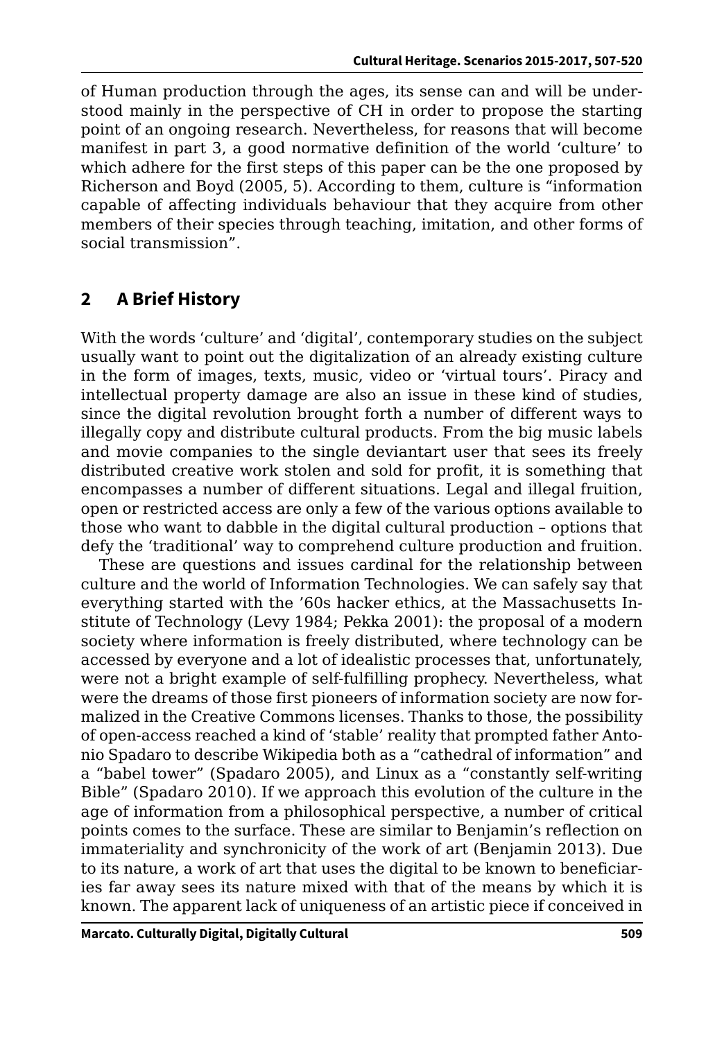of Human production through the ages, its sense can and will be understood mainly in the perspective of CH in order to propose the starting point of an ongoing research. Nevertheless, for reasons that will become manifest in part 3, a good normative definition of the world 'culture' to which adhere for the first steps of this paper can be the one proposed by Richerson and Boyd (2005, 5). According to them, culture is "information capable of affecting individuals behaviour that they acquire from other members of their species through teaching, imitation, and other forms of social transmission".

## 2 A Brief History

With the words 'culture' and 'digital', contemporary studies on the subject usually want to point out the digitalization of an already existing culture in the form of images, texts, music, video or 'virtual tours'. Piracy and intellectual property damage are also an issue in these kind of studies, since the digital revolution brought forth a number of different ways to illegally copy and distribute cultural products. From the big music labels and movie companies to the single deviantart user that sees its freely distributed creative work stolen and sold for profit, it is something that encompasses a number of different situations. Legal and illegal fruition, open or restricted access are only a few of the various options available to those who want to dabble in the digital cultural production – options that defy the 'traditional' way to comprehend culture production and fruition.

These are questions and issues cardinal for the relationship between culture and the world of Information Technologies. We can safely say that everything started with the '60s hacker ethics, at the Massachusetts Institute of Technology (Levy 1984; Pekka 2001): the proposal of a modern society where information is freely distributed, where technology can be accessed by everyone and a lot of idealistic processes that, unfortunately, were not a bright example of self-fulfilling prophecy. Nevertheless, what were the dreams of those first pioneers of information society are now formalized in the Creative Commons licenses. Thanks to those, the possibility of open-access reached a kind of 'stable' reality that prompted father Antonio Spadaro to describe Wikipedia both as a "cathedral of information" and a "babel tower" (Spadaro 2005), and Linux as a "constantly self-writing Bible" (Spadaro 2010). If we approach this evolution of the culture in the age of information from a philosophical perspective, a number of critical points comes to the surface. These are similar to Benjamin's reflection on immateriality and synchronicity of the work of art (Benjamin 2013). Due to its nature, a work of art that uses the digital to be known to beneficiaries far away sees its nature mixed with that of the means by which it is known. The apparent lack of uniqueness of an artistic piece if conceived in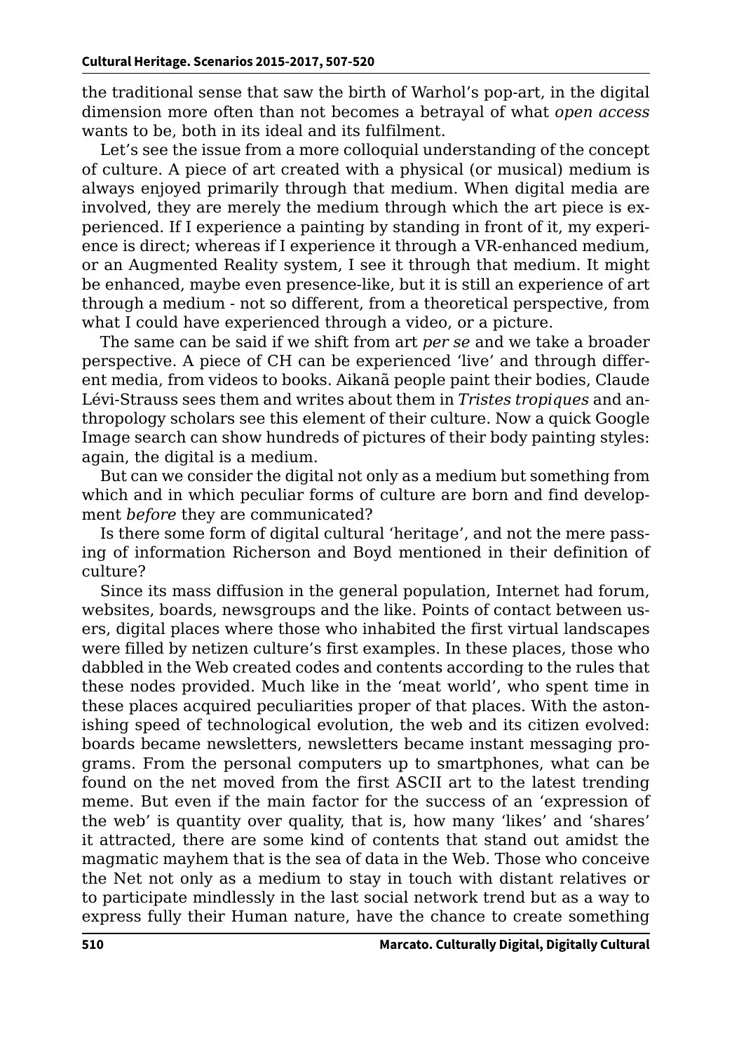the traditional sense that saw the birth of Warhol's pop-art, in the digital dimension more often than not becomes a betrayal of what *open access* wants to be, both in its ideal and its fulfilment.

Let's see the issue from a more colloquial understanding of the concept of culture. A piece of art created with a physical (or musical) medium is always enjoyed primarily through that medium. When digital media are involved, they are merely the medium through which the art piece is experienced. If I experience a painting by standing in front of it, my experience is direct; whereas if I experience it through a VR-enhanced medium, or an Augmented Reality system, I see it through that medium. It might be enhanced, maybe even presence-like, but it is still an experience of art through a medium - not so different, from a theoretical perspective, from what I could have experienced through a video, or a picture.

The same can be said if we shift from art *per se* and we take a broader perspective. A piece of CH can be experienced 'live' and through different media, from videos to books. Aikanã people paint their bodies, Claude Lévi-Strauss sees them and writes about them in *Tristes tropiques* and anthropology scholars see this element of their culture. Now a quick Google Image search can show hundreds of pictures of their body painting styles: again, the digital is a medium.

But can we consider the digital not only as a medium but something from which and in which peculiar forms of culture are born and find development *before* they are communicated?

Is there some form of digital cultural 'heritage', and not the mere passing of information Richerson and Boyd mentioned in their definition of culture?

Since its mass diffusion in the general population, Internet had forum, websites, boards, newsgroups and the like. Points of contact between users, digital places where those who inhabited the first virtual landscapes were filled by netizen culture's first examples. In these places, those who dabbled in the Web created codes and contents according to the rules that these nodes provided. Much like in the 'meat world', who spent time in these places acquired peculiarities proper of that places. With the astonishing speed of technological evolution, the web and its citizen evolved: boards became newsletters, newsletters became instant messaging programs. From the personal computers up to smartphones, what can be found on the net moved from the first ASCII art to the latest trending meme. But even if the main factor for the success of an 'expression of the web' is quantity over quality, that is, how many 'likes' and 'shares' it attracted, there are some kind of contents that stand out amidst the magmatic mayhem that is the sea of data in the Web. Those who conceive the Net not only as a medium to stay in touch with distant relatives or to participate mindlessly in the last social network trend but as a way to express fully their Human nature, have the chance to create something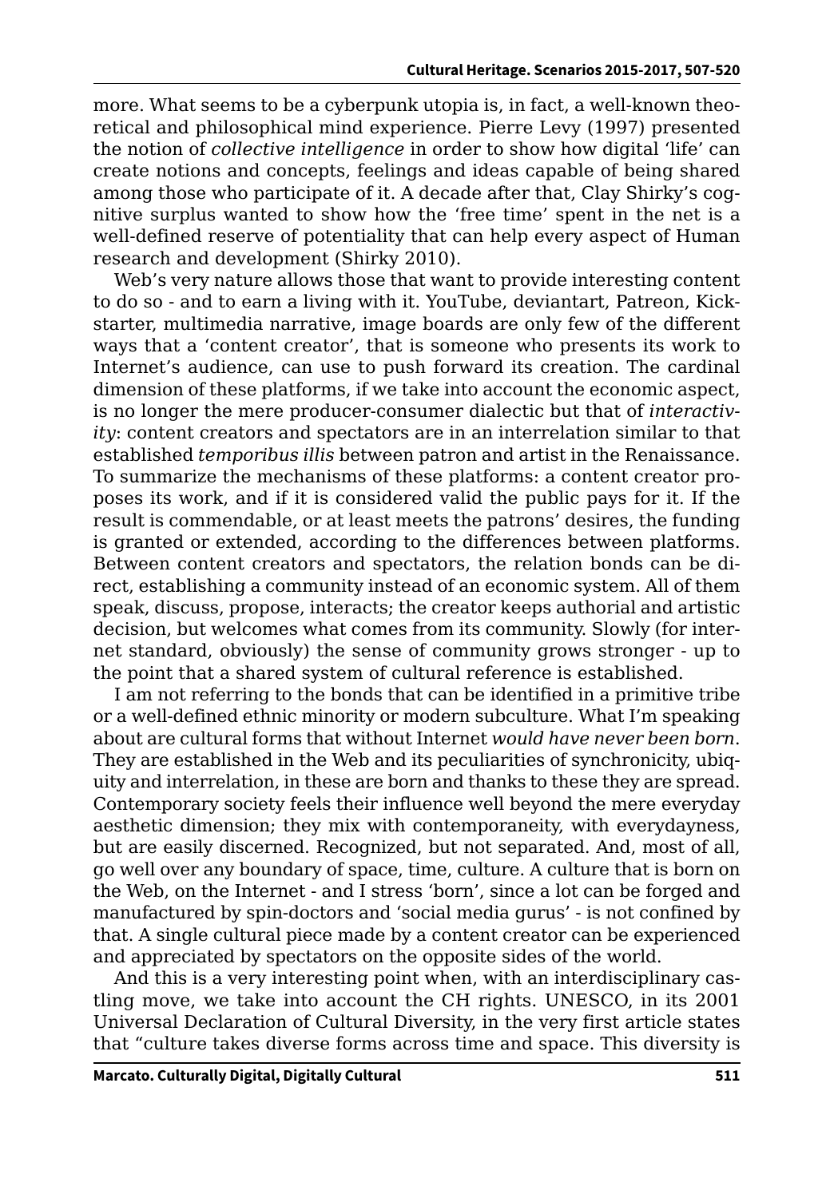more. What seems to be a cyberpunk utopia is, in fact, a well-known theoretical and philosophical mind experience. Pierre Levy (1997) presented the notion of *collective intelligence* in order to show how digital 'life' can create notions and concepts, feelings and ideas capable of being shared among those who participate of it. A decade after that, Clay Shirky's cognitive surplus wanted to show how the 'free time' spent in the net is a well-defined reserve of potentiality that can help every aspect of Human research and development (Shirky 2010).

Web's very nature allows those that want to provide interesting content to do so - and to earn a living with it. YouTube, deviantart, Patreon, Kickstarter, multimedia narrative, image boards are only few of the different ways that a 'content creator', that is someone who presents its work to Internet's audience, can use to push forward its creation. The cardinal dimension of these platforms, if we take into account the economic aspect, is no longer the mere producer-consumer dialectic but that of *interactivity*: content creators and spectators are in an interrelation similar to that established *temporibus illis* between patron and artist in the Renaissance. To summarize the mechanisms of these platforms: a content creator proposes its work, and if it is considered valid the public pays for it. If the result is commendable, or at least meets the patrons' desires, the funding is granted or extended, according to the differences between platforms. Between content creators and spectators, the relation bonds can be direct, establishing a community instead of an economic system. All of them speak, discuss, propose, interacts; the creator keeps authorial and artistic decision, but welcomes what comes from its community. Slowly (for internet standard, obviously) the sense of community grows stronger - up to the point that a shared system of cultural reference is established.

I am not referring to the bonds that can be identified in a primitive tribe or a well-defined ethnic minority or modern subculture. What I'm speaking about are cultural forms that without Internet *would have never been born*. They are established in the Web and its peculiarities of synchronicity, ubiquity and interrelation, in these are born and thanks to these they are spread. Contemporary society feels their influence well beyond the mere everyday aesthetic dimension; they mix with contemporaneity, with everydayness, but are easily discerned. Recognized, but not separated. And, most of all, go well over any boundary of space, time, culture. A culture that is born on the Web, on the Internet - and I stress 'born', since a lot can be forged and manufactured by spin-doctors and 'social media gurus' - is not confined by that. A single cultural piece made by a content creator can be experienced and appreciated by spectators on the opposite sides of the world.

And this is a very interesting point when, with an interdisciplinary castling move, we take into account the CH rights. UNESCO, in its 2001 Universal Declaration of Cultural Diversity, in the very first article states that "culture takes diverse forms across time and space. This diversity is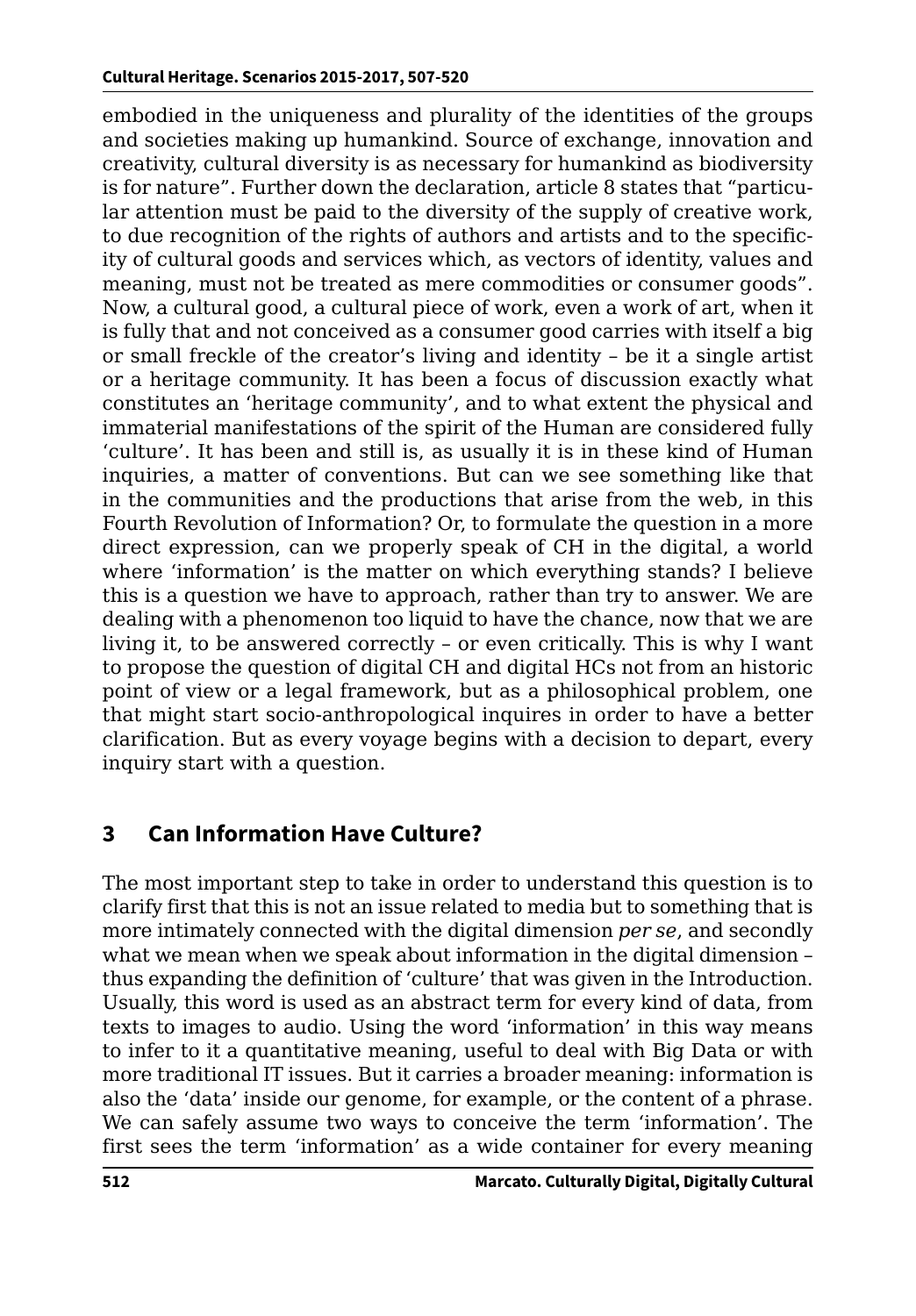embodied in the uniqueness and plurality of the identities of the groups and societies making up humankind. Source of exchange, innovation and creativity, cultural diversity is as necessary for humankind as biodiversity is for nature". Further down the declaration, article 8 states that "particular attention must be paid to the diversity of the supply of creative work, to due recognition of the rights of authors and artists and to the specificity of cultural goods and services which, as vectors of identity, values and meaning, must not be treated as mere commodities or consumer goods". Now, a cultural good, a cultural piece of work, even a work of art, when it is fully that and not conceived as a consumer good carries with itself a big or small freckle of the creator's living and identity – be it a single artist or a heritage community. It has been a focus of discussion exactly what constitutes an 'heritage community', and to what extent the physical and immaterial manifestations of the spirit of the Human are considered fully 'culture'. It has been and still is, as usually it is in these kind of Human inquiries, a matter of conventions. But can we see something like that in the communities and the productions that arise from the web, in this Fourth Revolution of Information? Or, to formulate the question in a more direct expression, can we properly speak of CH in the digital, a world where 'information' is the matter on which everything stands? I believe this is a question we have to approach, rather than try to answer. We are dealing with a phenomenon too liquid to have the chance, now that we are living it, to be answered correctly – or even critically. This is why I want to propose the question of digital CH and digital HCs not from an historic point of view or a legal framework, but as a philosophical problem, one that might start socio-anthropological inquires in order to have a better clarification. But as every voyage begins with a decision to depart, every inquiry start with a question.

## 3 Can Information Have Culture?

The most important step to take in order to understand this question is to clarify first that this is not an issue related to media but to something that is more intimately connected with the digital dimension *per se*, and secondly what we mean when we speak about information in the digital dimension – thus expanding the definition of 'culture' that was given in the Introduction. Usually, this word is used as an abstract term for every kind of data, from texts to images to audio. Using the word 'information' in this way means to infer to it a quantitative meaning, useful to deal with Big Data or with more traditional IT issues. But it carries a broader meaning: information is also the 'data' inside our genome, for example, or the content of a phrase. We can safely assume two ways to conceive the term 'information'. The first sees the term 'information' as a wide container for every meaning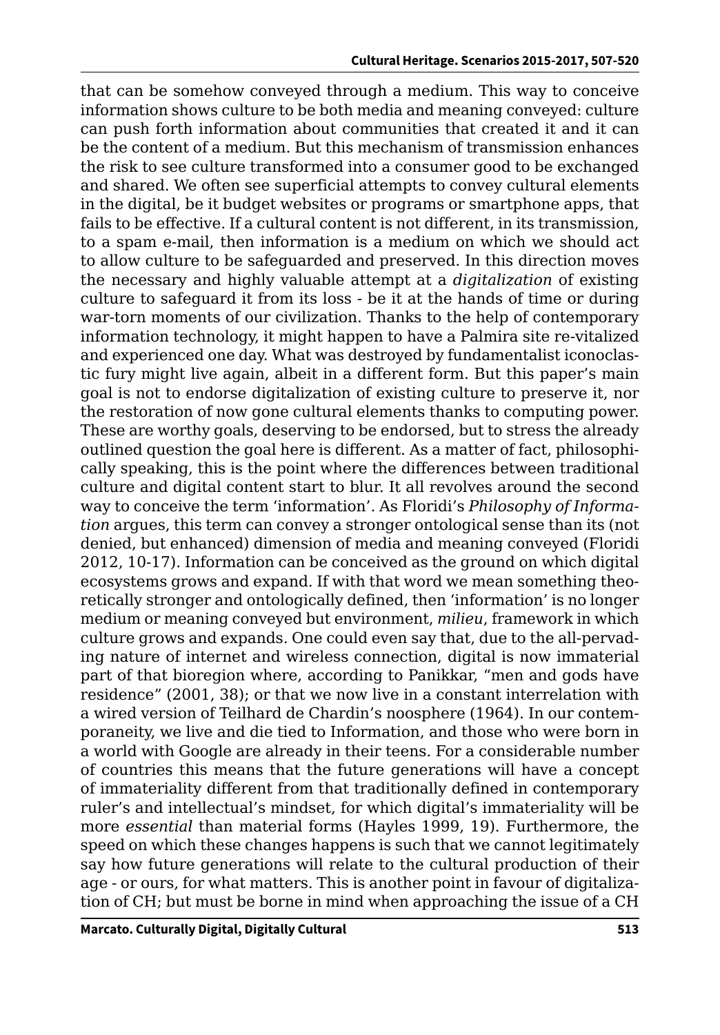that can be somehow conveyed through a medium. This way to conceive information shows culture to be both media and meaning conveyed: culture can push forth information about communities that created it and it can be the content of a medium. But this mechanism of transmission enhances the risk to see culture transformed into a consumer good to be exchanged and shared. We often see superficial attempts to convey cultural elements in the digital, be it budget websites or programs or smartphone apps, that fails to be effective. If a cultural content is not different, in its transmission, to a spam e-mail, then information is a medium on which we should act to allow culture to be safeguarded and preserved. In this direction moves the necessary and highly valuable attempt at a *digitalization* of existing culture to safeguard it from its loss - be it at the hands of time or during war-torn moments of our civilization. Thanks to the help of contemporary information technology, it might happen to have a Palmira site re-vitalized and experienced one day. What was destroyed by fundamentalist iconoclastic fury might live again, albeit in a different form. But this paper's main goal is not to endorse digitalization of existing culture to preserve it, nor the restoration of now gone cultural elements thanks to computing power. These are worthy goals, deserving to be endorsed, but to stress the already outlined question the goal here is different. As a matter of fact, philosophically speaking, this is the point where the differences between traditional culture and digital content start to blur. It all revolves around the second way to conceive the term 'information'. As Floridi's *Philosophy of Information* argues, this term can convey a stronger ontological sense than its (not denied, but enhanced) dimension of media and meaning conveyed (Floridi 2012, 10-17). Information can be conceived as the ground on which digital ecosystems grows and expand. If with that word we mean something theoretically stronger and ontologically defined, then 'information' is no longer medium or meaning conveyed but environment, *milieu*, framework in which culture grows and expands. One could even say that, due to the all-pervading nature of internet and wireless connection, digital is now immaterial part of that bioregion where, according to Panikkar, "men and gods have residence" (2001, 38); or that we now live in a constant interrelation with a wired version of Teilhard de Chardin's noosphere (1964). In our contemporaneity, we live and die tied to Information, and those who were born in a world with Google are already in their teens. For a considerable number of countries this means that the future generations will have a concept of immateriality different from that traditionally defined in contemporary ruler's and intellectual's mindset, for which digital's immateriality will be more *essential* than material forms (Hayles 1999, 19). Furthermore, the speed on which these changes happens is such that we cannot legitimately say how future generations will relate to the cultural production of their age - or ours, for what matters. This is another point in favour of digitalization of CH; but must be borne in mind when approaching the issue of a CH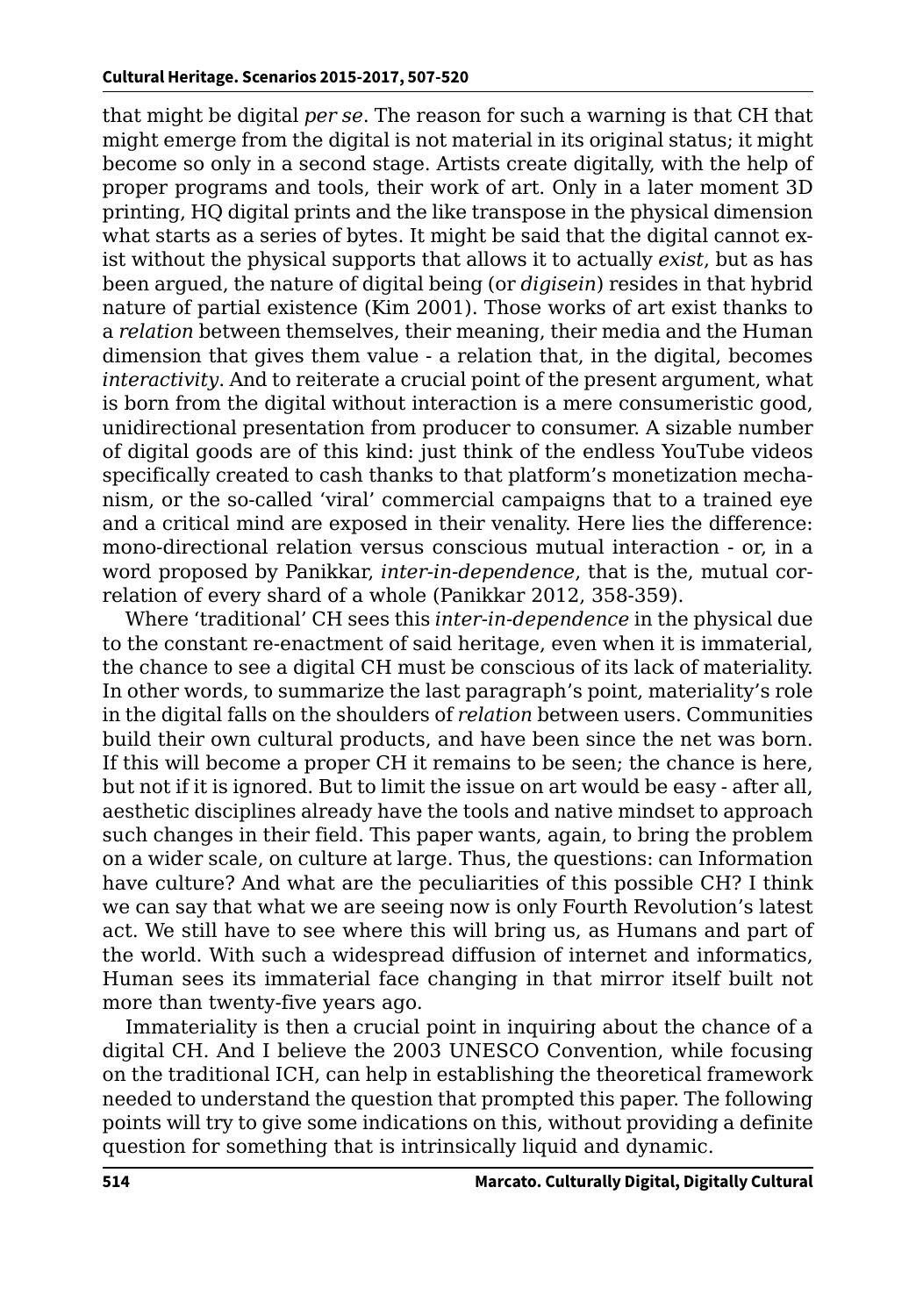that might be digital *per se*. The reason for such a warning is that CH that might emerge from the digital is not material in its original status; it might become so only in a second stage. Artists create digitally, with the help of proper programs and tools, their work of art. Only in a later moment 3D printing, HQ digital prints and the like transpose in the physical dimension what starts as a series of bytes. It might be said that the digital cannot exist without the physical supports that allows it to actually *exist*, but as has been argued, the nature of digital being (or *digisein*) resides in that hybrid nature of partial existence (Kim 2001). Those works of art exist thanks to a *relation* between themselves, their meaning, their media and the Human dimension that gives them value - a relation that, in the digital, becomes *interactivity*. And to reiterate a crucial point of the present argument, what is born from the digital without interaction is a mere consumeristic good, unidirectional presentation from producer to consumer. A sizable number of digital goods are of this kind: just think of the endless YouTube videos specifically created to cash thanks to that platform's monetization mechanism, or the so-called 'viral' commercial campaigns that to a trained eye and a critical mind are exposed in their venality. Here lies the difference: mono-directional relation versus conscious mutual interaction - or, in a word proposed by Panikkar, *inter-in-dependence*, that is the, mutual correlation of every shard of a whole (Panikkar 2012, 358-359).

Where 'traditional' CH sees this *inter-in-dependence* in the physical due to the constant re-enactment of said heritage, even when it is immaterial, the chance to see a digital CH must be conscious of its lack of materiality. In other words, to summarize the last paragraph's point, materiality's role in the digital falls on the shoulders of *relation* between users. Communities build their own cultural products, and have been since the net was born. If this will become a proper CH it remains to be seen; the chance is here, but not if it is ignored. But to limit the issue on art would be easy - after all, aesthetic disciplines already have the tools and native mindset to approach such changes in their field. This paper wants, again, to bring the problem on a wider scale, on culture at large. Thus, the questions: can Information have culture? And what are the peculiarities of this possible CH? I think we can say that what we are seeing now is only Fourth Revolution's latest act. We still have to see where this will bring us, as Humans and part of the world. With such a widespread diffusion of internet and informatics, Human sees its immaterial face changing in that mirror itself built not more than twenty-five years ago.

Immateriality is then a crucial point in inquiring about the chance of a digital CH. And I believe the 2003 UNESCO Convention, while focusing on the traditional ICH, can help in establishing the theoretical framework needed to understand the question that prompted this paper. The following points will try to give some indications on this, without providing a definite question for something that is intrinsically liquid and dynamic.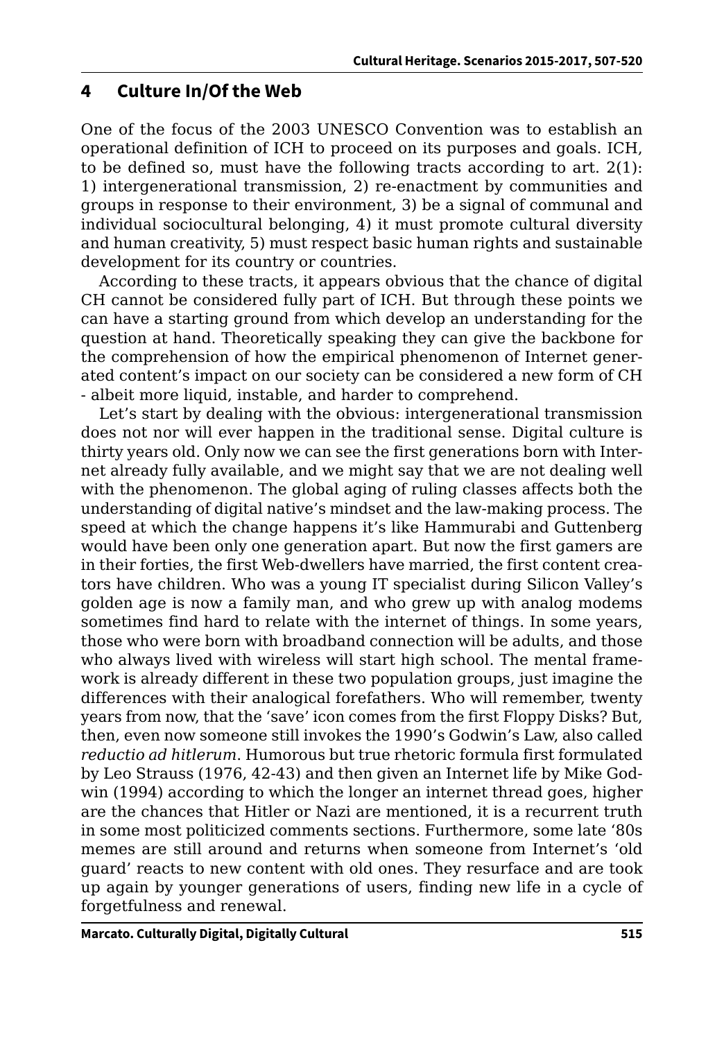## 4 Culture In/Of the Web

One of the focus of the 2003 UNESCO Convention was to establish an operational definition of ICH to proceed on its purposes and goals. ICH, to be defined so, must have the following tracts according to art. 2(1): 1) intergenerational transmission, 2) re-enactment by communities and groups in response to their environment, 3) be a signal of communal and individual sociocultural belonging, 4) it must promote cultural diversity and human creativity, 5) must respect basic human rights and sustainable development for its country or countries.

According to these tracts, it appears obvious that the chance of digital CH cannot be considered fully part of ICH. But through these points we can have a starting ground from which develop an understanding for the question at hand. Theoretically speaking they can give the backbone for the comprehension of how the empirical phenomenon of Internet generated content's impact on our society can be considered a new form of CH - albeit more liquid, instable, and harder to comprehend.

Let's start by dealing with the obvious: intergenerational transmission does not nor will ever happen in the traditional sense. Digital culture is thirty years old. Only now we can see the first generations born with Internet already fully available, and we might say that we are not dealing well with the phenomenon. The global aging of ruling classes affects both the understanding of digital native's mindset and the law-making process. The speed at which the change happens it's like Hammurabi and Guttenberg would have been only one generation apart. But now the first gamers are in their forties, the first Web-dwellers have married, the first content creators have children. Who was a young IT specialist during Silicon Valley's golden age is now a family man, and who grew up with analog modems sometimes find hard to relate with the internet of things. In some years, those who were born with broadband connection will be adults, and those who always lived with wireless will start high school. The mental framework is already different in these two population groups, just imagine the differences with their analogical forefathers. Who will remember, twenty years from now, that the 'save' icon comes from the first Floppy Disks? But, then, even now someone still invokes the 1990's Godwin's Law, also called *reductio ad hitlerum*. Humorous but true rhetoric formula first formulated by Leo Strauss (1976, 42-43) and then given an Internet life by Mike Godwin (1994) according to which the longer an internet thread goes, higher are the chances that Hitler or Nazi are mentioned, it is a recurrent truth in some most politicized comments sections. Furthermore, some late '80s memes are still around and returns when someone from Internet's 'old guard' reacts to new content with old ones. They resurface and are took up again by younger generations of users, finding new life in a cycle of forgetfulness and renewal.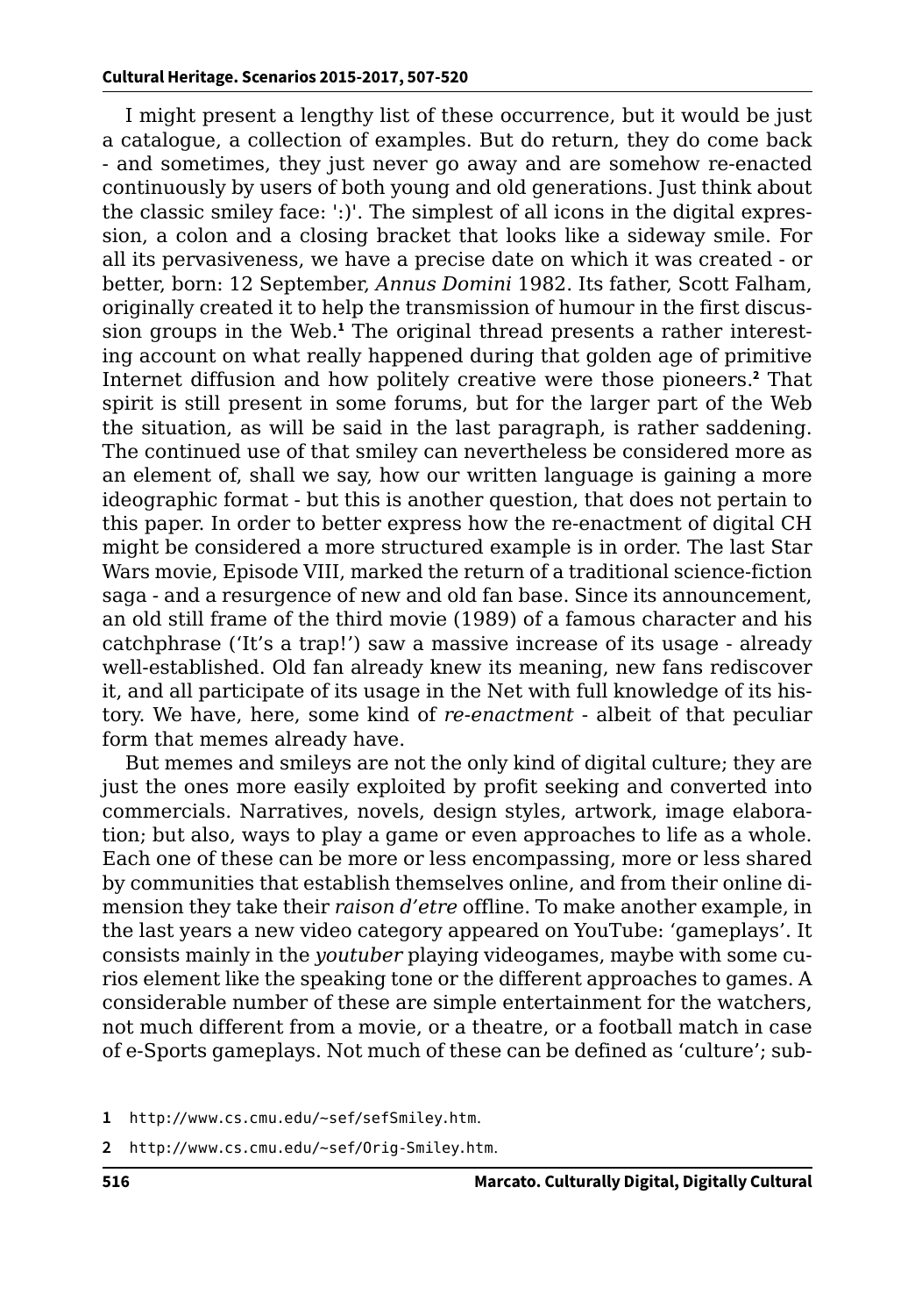I might present a lengthy list of these occurrence, but it would be just a catalogue, a collection of examples. But do return, they do come back - and sometimes, they just never go away and are somehow re-enacted continuously by users of both young and old generations. Just think about the classic smiley face: ':)'. The simplest of all icons in the digital expression, a colon and a closing bracket that looks like a sideway smile. For all its pervasiveness, we have a precise date on which it was created - or better, born: 12 September, *Annus Domini* 1982. Its father, Scott Falham, originally created it to help the transmission of humour in the first discussion groups in the Web.[1] The original thread presents a rather interesting account on what really happened during that golden age of primitive Internet diffusion and how politely creative were those pioneers.[2] That spirit is still present in some forums, but for the larger part of the Web the situation, as will be said in the last paragraph, is rather saddening. The continued use of that smiley can nevertheless be considered more as an element of, shall we say, how our written language is gaining a more ideographic format - but this is another question, that does not pertain to this paper. In order to better express how the re-enactment of digital CH might be considered a more structured example is in order. The last Star Wars movie, Episode VIII, marked the return of a traditional science-fiction saga - and a resurgence of new and old fan base. Since its announcement, an old still frame of the third movie (1989) of a famous character and his catchphrase ('It's a trap!') saw a massive increase of its usage - already well-established. Old fan already knew its meaning, new fans rediscover it, and all participate of its usage in the Net with full knowledge of its history. We have, here, some kind of *re-enactment* - albeit of that peculiar form that memes already have.

But memes and smileys are not the only kind of digital culture; they are just the ones more easily exploited by profit seeking and converted into commercials. Narratives, novels, design styles, artwork, image elaboration; but also, ways to play a game or even approaches to life as a whole. Each one of these can be more or less encompassing, more or less shared by communities that establish themselves online, and from their online dimension they take their *raison d'etre* offline. To make another example, in the last years a new video category appeared on YouTube: 'gameplays'. It consists mainly in the *youtuber* playing videogames, maybe with some curios element like the speaking tone or the different approaches to games. A considerable number of these are simple entertainment for the watchers, not much different from a movie, or a theatre, or a football match in case of e-Sports gameplays. Not much of these can be defined as 'culture'; sub-

1 http://www.cs.cmu.edu/~sef/sefSmiley.htm.

2 http://www.cs.cmu.edu/~sef/Orig-Smiley.htm.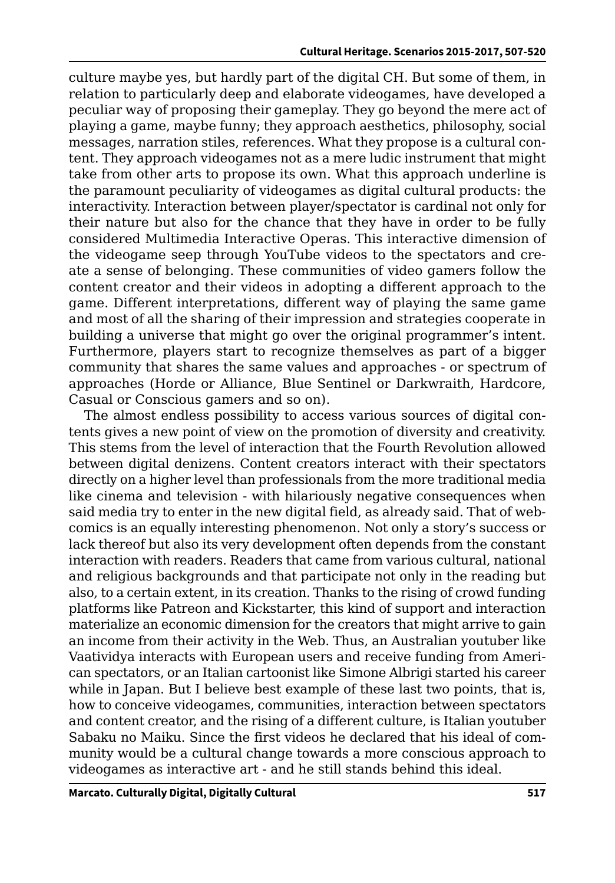culture maybe yes, but hardly part of the digital CH. But some of them, in relation to particularly deep and elaborate videogames, have developed a peculiar way of proposing their gameplay. They go beyond the mere act of playing a game, maybe funny; they approach aesthetics, philosophy, social messages, narration stiles, references. What they propose is a cultural content. They approach videogames not as a mere ludic instrument that might take from other arts to propose its own. What this approach underline is the paramount peculiarity of videogames as digital cultural products: the interactivity. Interaction between player/spectator is cardinal not only for their nature but also for the chance that they have in order to be fully considered Multimedia Interactive Operas. This interactive dimension of the videogame seep through YouTube videos to the spectators and create a sense of belonging. These communities of video gamers follow the content creator and their videos in adopting a different approach to the game. Different interpretations, different way of playing the same game and most of all the sharing of their impression and strategies cooperate in building a universe that might go over the original programmer's intent. Furthermore, players start to recognize themselves as part of a bigger community that shares the same values and approaches - or spectrum of approaches (Horde or Alliance, Blue Sentinel or Darkwraith, Hardcore, Casual or Conscious gamers and so on).

The almost endless possibility to access various sources of digital contents gives a new point of view on the promotion of diversity and creativity. This stems from the level of interaction that the Fourth Revolution allowed between digital denizens. Content creators interact with their spectators directly on a higher level than professionals from the more traditional media like cinema and television - with hilariously negative consequences when said media try to enter in the new digital field, as already said. That of webcomics is an equally interesting phenomenon. Not only a story's success or lack thereof but also its very development often depends from the constant interaction with readers. Readers that came from various cultural, national and religious backgrounds and that participate not only in the reading but also, to a certain extent, in its creation. Thanks to the rising of crowd funding platforms like Patreon and Kickstarter, this kind of support and interaction materialize an economic dimension for the creators that might arrive to gain an income from their activity in the Web. Thus, an Australian youtuber like Vaatividya interacts with European users and receive funding from American spectators, or an Italian cartoonist like Simone Albrigi started his career while in Japan. But I believe best example of these last two points, that is, how to conceive videogames, communities, interaction between spectators and content creator, and the rising of a different culture, is Italian youtuber Sabaku no Maiku. Since the first videos he declared that his ideal of community would be a cultural change towards a more conscious approach to videogames as interactive art - and he still stands behind this ideal.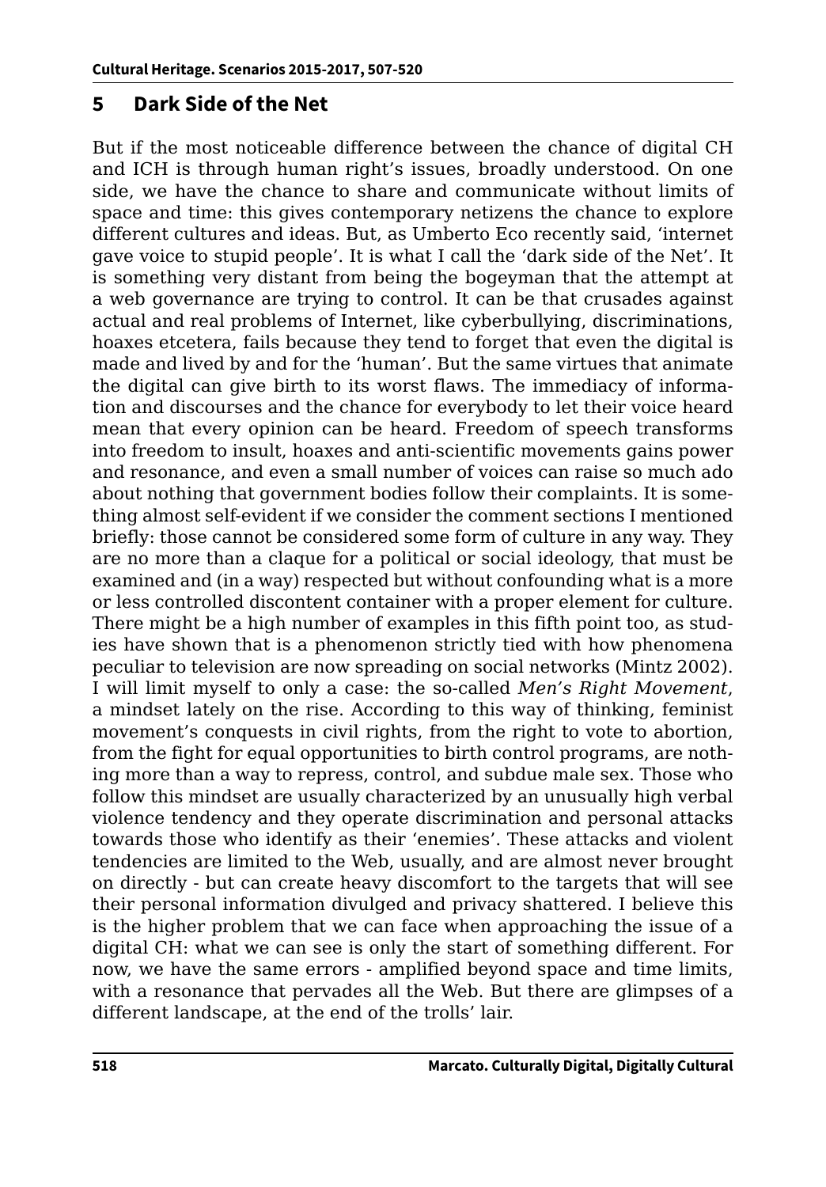## 5 Dark Side of the Net

But if the most noticeable difference between the chance of digital CH and ICH is through human right's issues, broadly understood. On one side, we have the chance to share and communicate without limits of space and time: this gives contemporary netizens the chance to explore different cultures and ideas. But, as Umberto Eco recently said, 'internet gave voice to stupid people'. It is what I call the 'dark side of the Net'. It is something very distant from being the bogeyman that the attempt at a web governance are trying to control. It can be that crusades against actual and real problems of Internet, like cyberbullying, discriminations, hoaxes etcetera, fails because they tend to forget that even the digital is made and lived by and for the 'human'. But the same virtues that animate the digital can give birth to its worst flaws. The immediacy of information and discourses and the chance for everybody to let their voice heard mean that every opinion can be heard. Freedom of speech transforms into freedom to insult, hoaxes and anti-scientific movements gains power and resonance, and even a small number of voices can raise so much ado about nothing that government bodies follow their complaints. It is something almost self-evident if we consider the comment sections I mentioned briefly: those cannot be considered some form of culture in any way. They are no more than a claque for a political or social ideology, that must be examined and (in a way) respected but without confounding what is a more or less controlled discontent container with a proper element for culture. There might be a high number of examples in this fifth point too, as studies have shown that is a phenomenon strictly tied with how phenomena peculiar to television are now spreading on social networks (Mintz 2002). I will limit myself to only a case: the so-called *Men's Right Movement*, a mindset lately on the rise. According to this way of thinking, feminist movement's conquests in civil rights, from the right to vote to abortion, from the fight for equal opportunities to birth control programs, are nothing more than a way to repress, control, and subdue male sex. Those who follow this mindset are usually characterized by an unusually high verbal violence tendency and they operate discrimination and personal attacks towards those who identify as their 'enemies'. These attacks and violent tendencies are limited to the Web, usually, and are almost never brought on directly - but can create heavy discomfort to the targets that will see their personal information divulged and privacy shattered. I believe this is the higher problem that we can face when approaching the issue of a digital CH: what we can see is only the start of something different. For now, we have the same errors - amplified beyond space and time limits, with a resonance that pervades all the Web. But there are glimpses of a different landscape, at the end of the trolls' lair.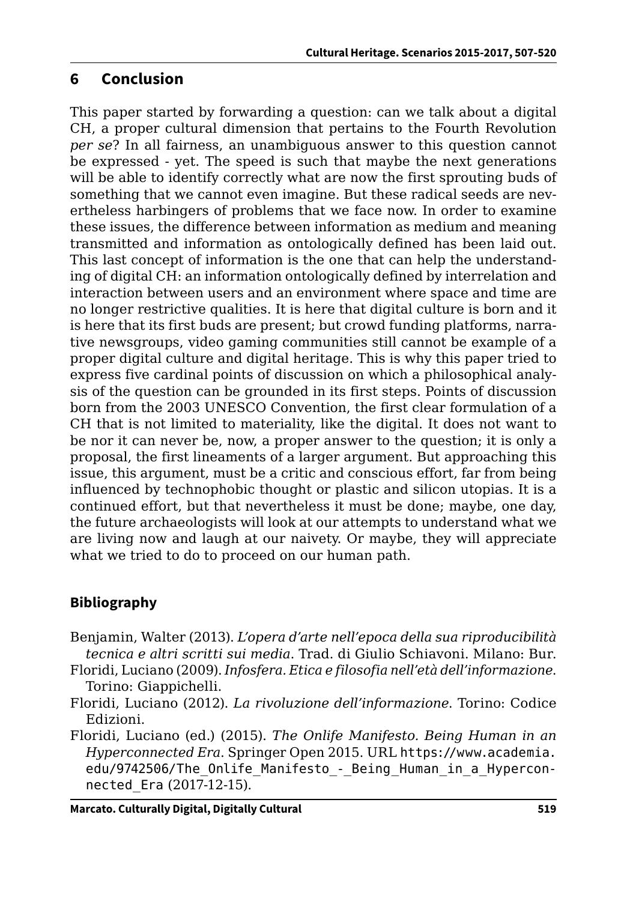## 6 Conclusion

This paper started by forwarding a question: can we talk about a digital CH, a proper cultural dimension that pertains to the Fourth Revolution *per se*? In all fairness, an unambiguous answer to this question cannot be expressed - yet. The speed is such that maybe the next generations will be able to identify correctly what are now the first sprouting buds of something that we cannot even imagine. But these radical seeds are nevertheless harbingers of problems that we face now. In order to examine these issues, the difference between information as medium and meaning transmitted and information as ontologically defined has been laid out. This last concept of information is the one that can help the understanding of digital CH: an information ontologically defined by interrelation and interaction between users and an environment where space and time are no longer restrictive qualities. It is here that digital culture is born and it is here that its first buds are present; but crowd funding platforms, narrative newsgroups, video gaming communities still cannot be example of a proper digital culture and digital heritage. This is why this paper tried to express five cardinal points of discussion on which a philosophical analysis of the question can be grounded in its first steps. Points of discussion born from the 2003 UNESCO Convention, the first clear formulation of a CH that is not limited to materiality, like the digital. It does not want to be nor it can never be, now, a proper answer to the question; it is only a proposal, the first lineaments of a larger argument. But approaching this issue, this argument, must be a critic and conscious effort, far from being influenced by technophobic thought or plastic and silicon utopias. It is a continued effort, but that nevertheless it must be done; maybe, one day, the future archaeologists will look at our attempts to understand what we are living now and laugh at our naivety. Or maybe, they will appreciate what we tried to do to proceed on our human path.

### Bibliography

Benjamin, Walter (2013). *L'opera d'arte nell'epoca della sua riproducibilità tecnica e altri scritti sui media*. Trad. di Giulio Schiavoni. Milano: Bur.

Floridi, Luciano (2009). *Infosfera. Etica e filosofia nell'età dell'informazione*. Torino: Giappichelli.

Floridi, Luciano (2012). *La rivoluzione dell'informazione*. Torino: Codice Edizioni.

Floridi, Luciano (ed.) (2015). *The Onlife Manifesto. Being Human in an Hyperconnected Era*. Springer Open 2015. URL https://www.academia.edu/9742506/The_Onlife_Manifesto_-_Being_Human_in_a_Hyperconnected_Era (2017-12-15).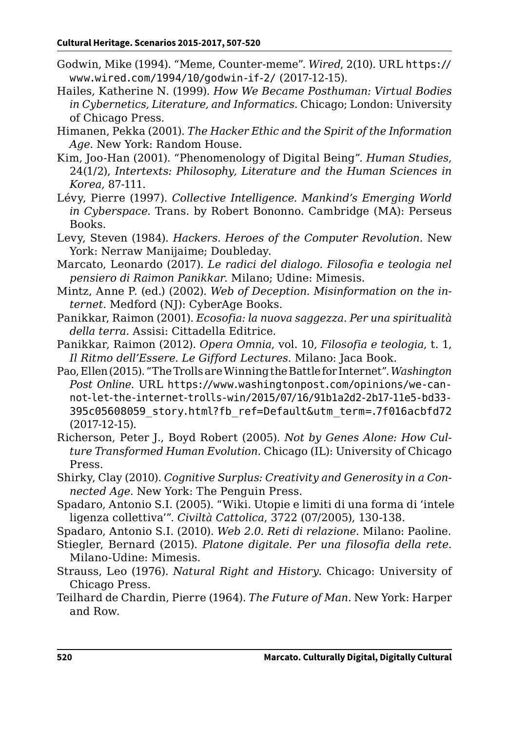Godwin, Mike (1994). "Meme, Counter-meme". *Wired*, 2(10). URL https://www.wired.com/1994/10/godwin-if-2/ (2017-12-15).

Hailes, Katherine N. (1999). *How We Became Posthuman: Virtual Bodies in Cybernetics, Literature, and Informatics*. Chicago; London: University of Chicago Press.

Himanen, Pekka (2001). *The Hacker Ethic and the Spirit of the Information Age*. New York: Random House.

Kim, Joo-Han (2001). "Phenomenology of Digital Being". *Human Studies*, 24(1/2), *Intertexts: Philosophy, Literature and the Human Sciences in Korea*, 87-111.

Lévy, Pierre (1997). *Collective Intelligence. Mankind's Emerging World in Cyberspace*. Trans. by Robert Bononno. Cambridge (MA): Perseus Books.

Levy, Steven (1984). *Hackers. Heroes of the Computer Revolution*. New York: Nerraw Manijaime; Doubleday.

Marcato, Leonardo (2017). *Le radici del dialogo. Filosofia e teologia nel pensiero di Raimon Panikkar*. Milano; Udine: Mimesis.

Mintz, Anne P. (ed.) (2002). *Web of Deception. Misinformation on the internet*. Medford (NJ): CyberAge Books.

Panikkar, Raimon (2001). *Ecosofia: la nuova saggezza. Per una spiritualità della terra*. Assisi: Cittadella Editrice.

Panikkar, Raimon (2012). *Opera Omnia*, vol. 10, *Filosofia e teologia*, t. 1, *Il Ritmo dell'Essere. Le Gifford Lectures*. Milano: Jaca Book.

Pao, Ellen (2015). "The Trolls are Winning the Battle for Internet". *Washington Post Online*. URL https://www.washingtonpost.com/opinions/we-cannot-let-the-internet-trolls-win/2015/07/16/91b1a2d2-2b17-11e5-bd33-395c05608059_story.html?fb_ref=Default&utm_term=.7f016acbfd72 (2017-12-15).

Richerson, Peter J., Boyd Robert (2005). *Not by Genes Alone: How Culture Transformed Human Evolution*. Chicago (IL): University of Chicago Press.

Shirky, Clay (2010). *Cognitive Surplus: Creativity and Generosity in a Connected Age*. New York: The Penguin Press.

Spadaro, Antonio S.I. (2005). "Wiki. Utopie e limiti di una forma di 'inteleligenza collettiva'". *Civiltà Cattolica*, 3722 (07/2005), 130-138.

Spadaro, Antonio S.I. (2010). *Web 2.0. Reti di relazione*. Milano: Paoline.

Stiegler, Bernard (2015). *Platone digitale. Per una filosofia della rete*. Milano-Udine: Mimesis.

Strauss, Leo (1976). *Natural Right and History*. Chicago: University of Chicago Press.

Teilhard de Chardin, Pierre (1964). *The Future of Man*. New York: Harper and Row.